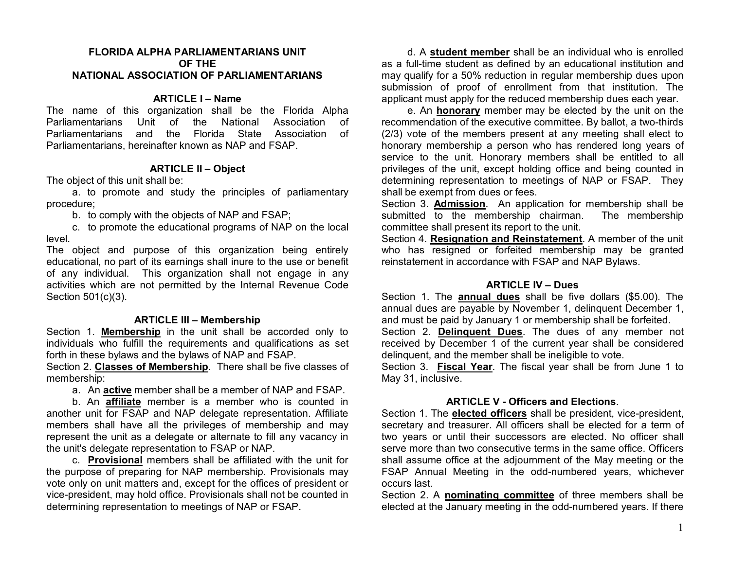# FLORIDA ALPHA PARLIAMENTARIANS UNIT
# OF THE
# NATIONAL ASSOCIATION OF PARLIAMENTARIANS

## ARTICLE I – Name

The name of this organization shall be the Florida Alpha Parliamentarians Unit of the National Association of Parliamentarians and the Florida State Association of Parliamentarians, hereinafter known as NAP and FSAP.

## ARTICLE II – Object

The object of this unit shall be:

a. to promote and study the principles of parliamentary procedure;

b. to comply with the objects of NAP and FSAP;

c. to promote the educational programs of NAP on the local level.

The object and purpose of this organization being entirely educational, no part of its earnings shall inure to the use or benefit of any individual. This organization shall not engage in any activities which are not permitted by the Internal Revenue Code Section 501(c)(3).

## ARTICLE III – Membership

Section 1. **Membership** in the unit shall be accorded only to individuals who fulfill the requirements and qualifications as set forth in these bylaws and the bylaws of NAP and FSAP.

Section 2. **Classes of Membership**. There shall be five classes of membership:

a. An **active** member shall be a member of NAP and FSAP.

b. An **affiliate** member is a member who is counted in another unit for FSAP and NAP delegate representation. Affiliate members shall have all the privileges of membership and may represent the unit as a delegate or alternate to fill any vacancy in the unit's delegate representation to FSAP or NAP.

c. **Provisional** members shall be affiliated with the unit for the purpose of preparing for NAP membership. Provisionals may vote only on unit matters and, except for the offices of president or vice-president, may hold office. Provisionals shall not be counted in determining representation to meetings of NAP or FSAP.

d. A **student member** shall be an individual who is enrolled as a full-time student as defined by an educational institution and may qualify for a 50% reduction in regular membership dues upon submission of proof of enrollment from that institution. The applicant must apply for the reduced membership dues each year.

e. An **honorary** member may be elected by the unit on the recommendation of the executive committee. By ballot, a two-thirds (2/3) vote of the members present at any meeting shall elect to honorary membership a person who has rendered long years of service to the unit. Honorary members shall be entitled to all privileges of the unit, except holding office and being counted in determining representation to meetings of NAP or FSAP. They shall be exempt from dues or fees.

Section 3. **Admission**. An application for membership shall be submitted to the membership chairman. The membership committee shall present its report to the unit.

Section 4. **Resignation and Reinstatement**. A member of the unit who has resigned or forfeited membership may be granted reinstatement in accordance with FSAP and NAP Bylaws.

## ARTICLE IV – Dues

Section 1. The **annual dues** shall be five dollars ($5.00). The annual dues are payable by November 1, delinquent December 1, and must be paid by January 1 or membership shall be forfeited.

Section 2. **Delinquent Dues**. The dues of any member not received by December 1 of the current year shall be considered delinquent, and the member shall be ineligible to vote.

Section 3. **Fiscal Year**. The fiscal year shall be from June 1 to May 31, inclusive.

## ARTICLE V - Officers and Elections.

Section 1. The **elected officers** shall be president, vice-president, secretary and treasurer. All officers shall be elected for a term of two years or until their successors are elected. No officer shall serve more than two consecutive terms in the same office. Officers shall assume office at the adjournment of the May meeting or the FSAP Annual Meeting in the odd-numbered years, whichever occurs last.

Section 2. A **nominating committee** of three members shall be elected at the January meeting in the odd-numbered years. If there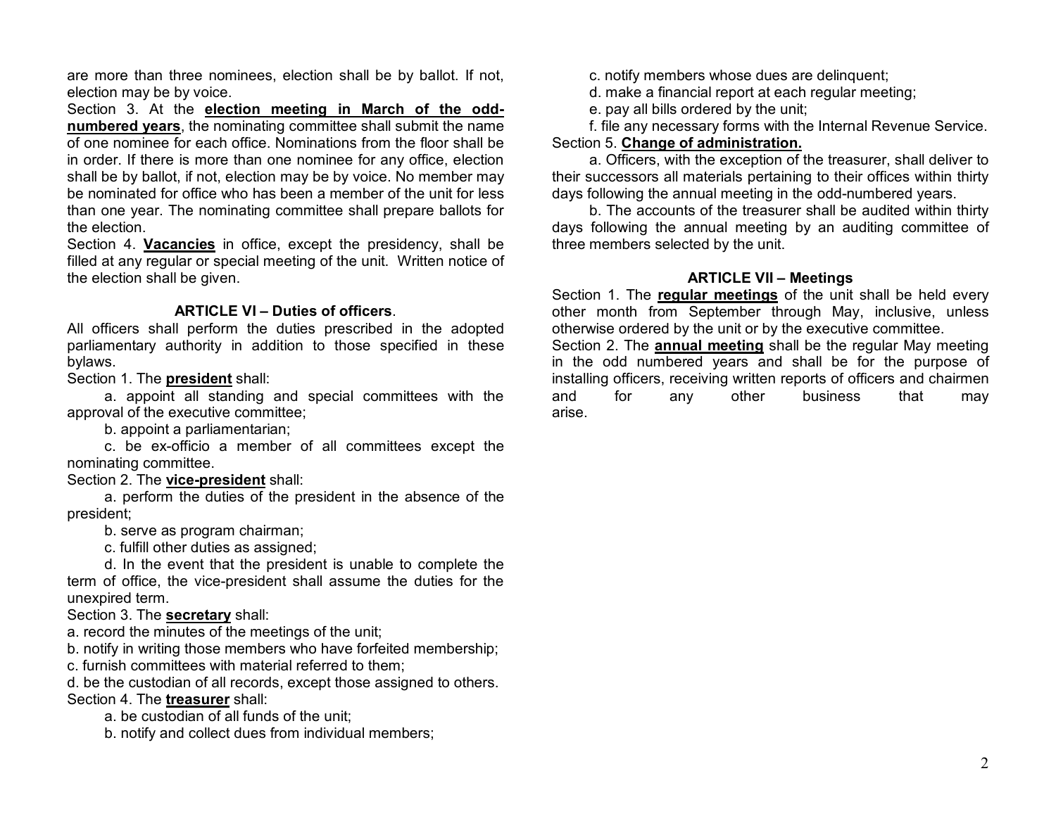are more than three nominees, election shall be by ballot. If not, election may be by voice.

Section 3. At the **election meeting in March of the odd-numbered years**, the nominating committee shall submit the name of one nominee for each office. Nominations from the floor shall be in order. If there is more than one nominee for any office, election shall be by ballot, if not, election may be by voice. No member may be nominated for office who has been a member of the unit for less than one year. The nominating committee shall prepare ballots for the election.

Section 4. **Vacancies** in office, except the presidency, shall be filled at any regular or special meeting of the unit. Written notice of the election shall be given.

### ARTICLE VI – Duties of officers.

All officers shall perform the duties prescribed in the adopted parliamentary authority in addition to those specified in these bylaws.

Section 1. The **president** shall:

a. appoint all standing and special committees with the approval of the executive committee;

b. appoint a parliamentarian;

c. be ex-officio a member of all committees except the nominating committee.

Section 2. The **vice-president** shall:

a. perform the duties of the president in the absence of the president;

b. serve as program chairman;

c. fulfill other duties as assigned;

d. In the event that the president is unable to complete the term of office, the vice-president shall assume the duties for the unexpired term.

Section 3. The **secretary** shall:

a. record the minutes of the meetings of the unit;

b. notify in writing those members who have forfeited membership;

c. furnish committees with material referred to them;

d. be the custodian of all records, except those assigned to others.

Section 4. The **treasurer** shall:

a. be custodian of all funds of the unit;

b. notify and collect dues from individual members;

c. notify members whose dues are delinquent;

d. make a financial report at each regular meeting;

e. pay all bills ordered by the unit;

f. file any necessary forms with the Internal Revenue Service.

Section 5. **Change of administration.**

a. Officers, with the exception of the treasurer, shall deliver to their successors all materials pertaining to their offices within thirty days following the annual meeting in the odd-numbered years.

b. The accounts of the treasurer shall be audited within thirty days following the annual meeting by an auditing committee of three members selected by the unit.

### ARTICLE VII – Meetings

Section 1. The **regular meetings** of the unit shall be held every other month from September through May, inclusive, unless otherwise ordered by the unit or by the executive committee.

Section 2. The **annual meeting** shall be the regular May meeting in the odd numbered years and shall be for the purpose of installing officers, receiving written reports of officers and chairmen and for any other business that may arise.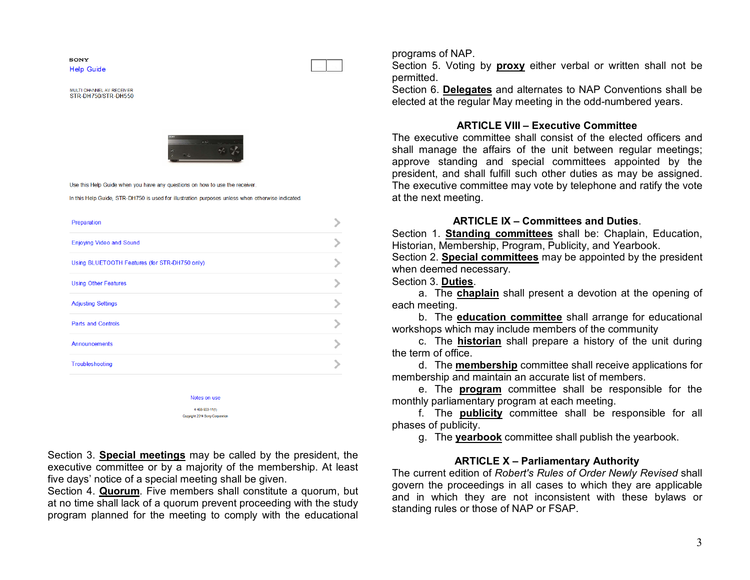SONY

Help Guide

MULTI CHANNEL AV RECEIVER
STR-DH750/STR-DH550

Use this Help Guide when you have any questions on how to use the receiver.

In this Help Guide, STR-DH750 is used for illustration purposes unless when otherwise indicated.

- Preparation
- Enjoying Video and Sound
- Using BLUETOOTH Features (for STR-DH750 only)
- Using Other Features
- Adjusting Settings
- Parts and Controls
- Announcements
- Troubleshooting

Notes on use

4-488-923-11(1)
Copyright 2014 Sony Corporation

Section 3. **Special meetings** may be called by the president, the executive committee or by a majority of the membership. At least five days' notice of a special meeting shall be given.

Section 4. **Quorum**. Five members shall constitute a quorum, but at no time shall lack of a quorum prevent proceeding with the study program planned for the meeting to comply with the educational programs of NAP.

Section 5. Voting by **proxy** either verbal or written shall not be permitted.

Section 6. **Delegates** and alternates to NAP Conventions shall be elected at the regular May meeting in the odd-numbered years.

## ARTICLE VIII – Executive Committee

The executive committee shall consist of the elected officers and shall manage the affairs of the unit between regular meetings; approve standing and special committees appointed by the president, and shall fulfill such other duties as may be assigned. The executive committee may vote by telephone and ratify the vote at the next meeting.

## ARTICLE IX – Committees and Duties.

Section 1. **Standing committees** shall be: Chaplain, Education, Historian, Membership, Program, Publicity, and Yearbook.

Section 2. **Special committees** may be appointed by the president when deemed necessary.

Section 3. **Duties**.

a. The **chaplain** shall present a devotion at the opening of each meeting.

b. The **education committee** shall arrange for educational workshops which may include members of the community

c. The **historian** shall prepare a history of the unit during the term of office.

d. The **membership** committee shall receive applications for membership and maintain an accurate list of members.

e. The **program** committee shall be responsible for the monthly parliamentary program at each meeting.

f. The **publicity** committee shall be responsible for all phases of publicity.

g. The **yearbook** committee shall publish the yearbook.

## ARTICLE X – Parliamentary Authority

The current edition of *Robert's Rules of Order Newly Revised* shall govern the proceedings in all cases to which they are applicable and in which they are not inconsistent with these bylaws or standing rules or those of NAP or FSAP.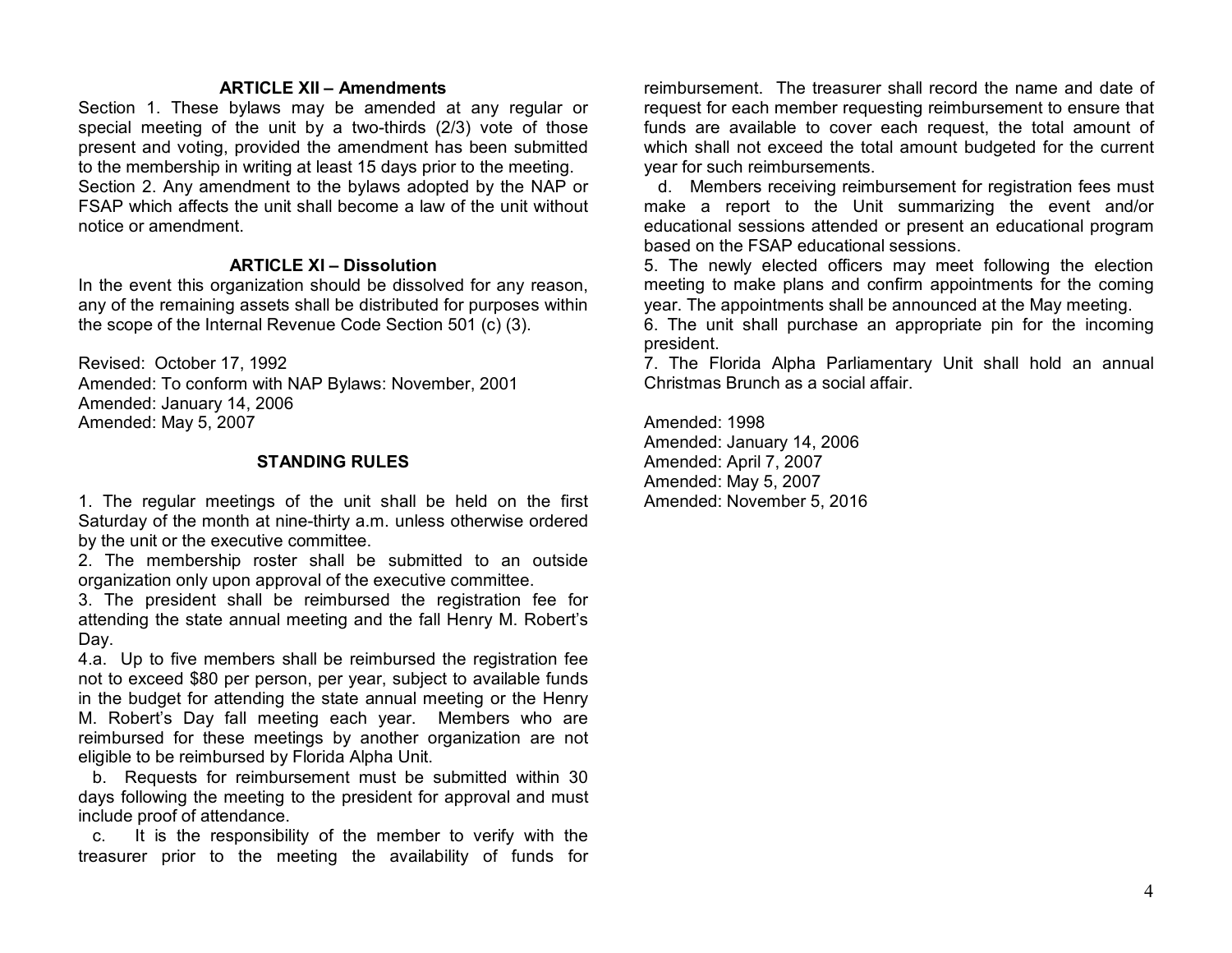### ARTICLE XII – Amendments

Section 1. These bylaws may be amended at any regular or special meeting of the unit by a two-thirds (2/3) vote of those present and voting, provided the amendment has been submitted to the membership in writing at least 15 days prior to the meeting.
Section 2. Any amendment to the bylaws adopted by the NAP or FSAP which affects the unit shall become a law of the unit without notice or amendment.

### ARTICLE XI – Dissolution

In the event this organization should be dissolved for any reason, any of the remaining assets shall be distributed for purposes within the scope of the Internal Revenue Code Section 501 (c) (3).

Revised: October 17, 1992
Amended: To conform with NAP Bylaws: November, 2001
Amended: January 14, 2006
Amended: May 5, 2007

### STANDING RULES

1. The regular meetings of the unit shall be held on the first Saturday of the month at nine-thirty a.m. unless otherwise ordered by the unit or the executive committee.
2. The membership roster shall be submitted to an outside organization only upon approval of the executive committee.
3. The president shall be reimbursed the registration fee for attending the state annual meeting and the fall Henry M. Robert's Day.
4.a. Up to five members shall be reimbursed the registration fee not to exceed $80 per person, per year, subject to available funds in the budget for attending the state annual meeting or the Henry M. Robert's Day fall meeting each year. Members who are reimbursed for these meetings by another organization are not eligible to be reimbursed by Florida Alpha Unit.
  b. Requests for reimbursement must be submitted within 30 days following the meeting to the president for approval and must include proof of attendance.
  c. It is the responsibility of the member to verify with the treasurer prior to the meeting the availability of funds for reimbursement. The treasurer shall record the name and date of request for each member requesting reimbursement to ensure that funds are available to cover each request, the total amount of which shall not exceed the total amount budgeted for the current year for such reimbursements.
  d. Members receiving reimbursement for registration fees must make a report to the Unit summarizing the event and/or educational sessions attended or present an educational program based on the FSAP educational sessions.
5. The newly elected officers may meet following the election meeting to make plans and confirm appointments for the coming year. The appointments shall be announced at the May meeting.
6. The unit shall purchase an appropriate pin for the incoming president.
7. The Florida Alpha Parliamentary Unit shall hold an annual Christmas Brunch as a social affair.

Amended: 1998
Amended: January 14, 2006
Amended: April 7, 2007
Amended: May 5, 2007
Amended: November 5, 2016